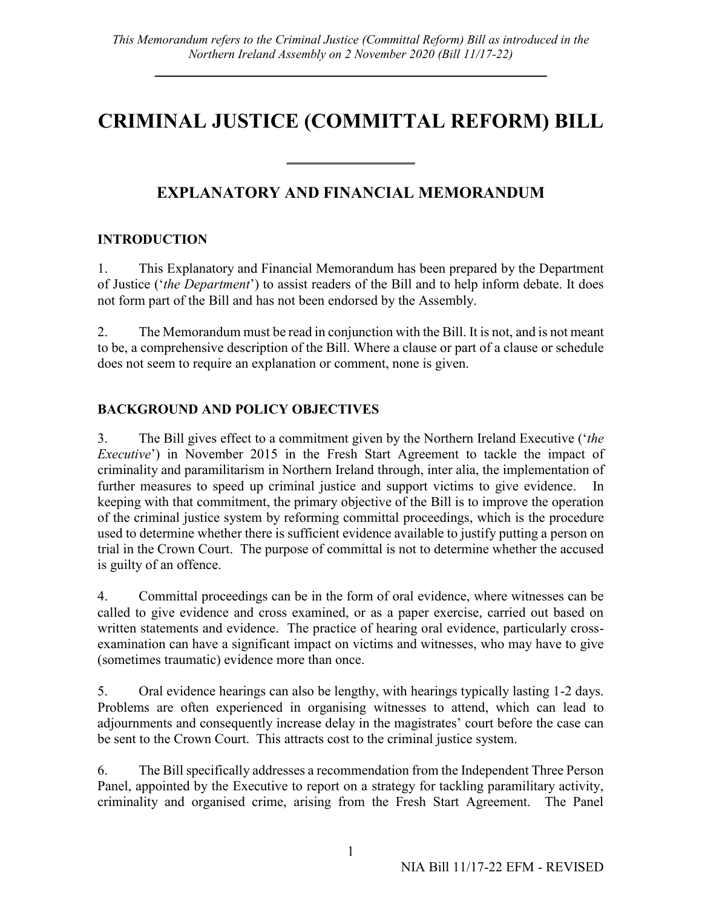*This Memorandum refers to the Criminal Justice (Committal Reform) Bill as introduced in the Northern Ireland Assembly on 2 November 2020 (Bill 11/17-22)*

# CRIMINAL JUSTICE (COMMITTAL REFORM) BILL

## EXPLANATORY AND FINANCIAL MEMORANDUM

### INTRODUCTION

1. This Explanatory and Financial Memorandum has been prepared by the Department of Justice ('*the Department*') to assist readers of the Bill and to help inform debate. It does not form part of the Bill and has not been endorsed by the Assembly.

2. The Memorandum must be read in conjunction with the Bill. It is not, and is not meant to be, a comprehensive description of the Bill. Where a clause or part of a clause or schedule does not seem to require an explanation or comment, none is given.

### BACKGROUND AND POLICY OBJECTIVES

3. The Bill gives effect to a commitment given by the Northern Ireland Executive ('*the Executive*') in November 2015 in the Fresh Start Agreement to tackle the impact of criminality and paramilitarism in Northern Ireland through, inter alia, the implementation of further measures to speed up criminal justice and support victims to give evidence. In keeping with that commitment, the primary objective of the Bill is to improve the operation of the criminal justice system by reforming committal proceedings, which is the procedure used to determine whether there is sufficient evidence available to justify putting a person on trial in the Crown Court. The purpose of committal is not to determine whether the accused is guilty of an offence.

4. Committal proceedings can be in the form of oral evidence, where witnesses can be called to give evidence and cross examined, or as a paper exercise, carried out based on written statements and evidence. The practice of hearing oral evidence, particularly cross-examination can have a significant impact on victims and witnesses, who may have to give (sometimes traumatic) evidence more than once.

5. Oral evidence hearings can also be lengthy, with hearings typically lasting 1-2 days. Problems are often experienced in organising witnesses to attend, which can lead to adjournments and consequently increase delay in the magistrates' court before the case can be sent to the Crown Court. This attracts cost to the criminal justice system.

6. The Bill specifically addresses a recommendation from the Independent Three Person Panel, appointed by the Executive to report on a strategy for tackling paramilitary activity, criminality and organised crime, arising from the Fresh Start Agreement. The Panel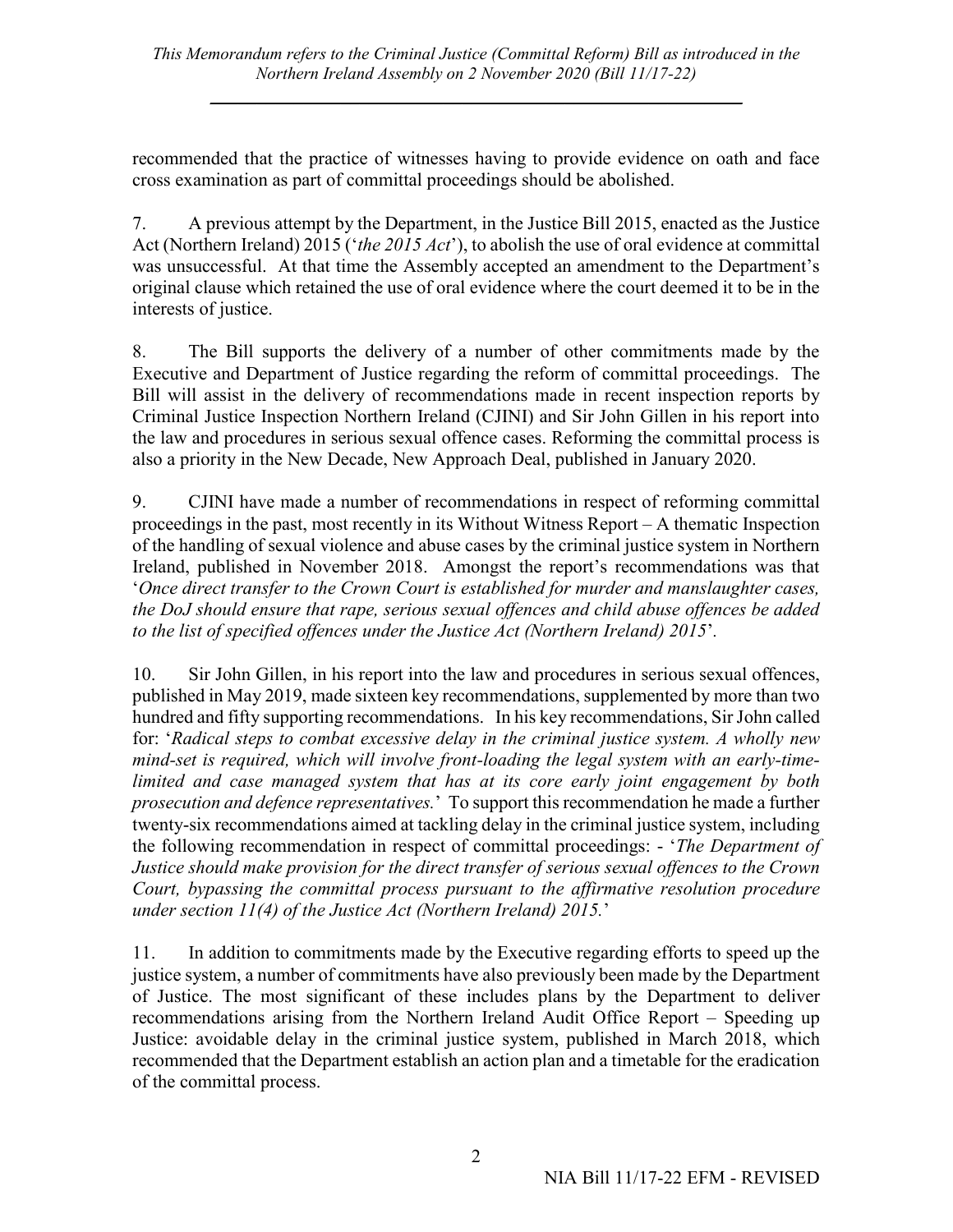recommended that the practice of witnesses having to provide evidence on oath and face cross examination as part of committal proceedings should be abolished.

7. A previous attempt by the Department, in the Justice Bill 2015, enacted as the Justice Act (Northern Ireland) 2015 ('*the 2015 Act*'), to abolish the use of oral evidence at committal was unsuccessful. At that time the Assembly accepted an amendment to the Department's original clause which retained the use of oral evidence where the court deemed it to be in the interests of justice.

8. The Bill supports the delivery of a number of other commitments made by the Executive and Department of Justice regarding the reform of committal proceedings. The Bill will assist in the delivery of recommendations made in recent inspection reports by Criminal Justice Inspection Northern Ireland (CJINI) and Sir John Gillen in his report into the law and procedures in serious sexual offence cases. Reforming the committal process is also a priority in the New Decade, New Approach Deal, published in January 2020.

9. CJINI have made a number of recommendations in respect of reforming committal proceedings in the past, most recently in its Without Witness Report – A thematic Inspection of the handling of sexual violence and abuse cases by the criminal justice system in Northern Ireland, published in November 2018. Amongst the report's recommendations was that '*Once direct transfer to the Crown Court is established for murder and manslaughter cases, the DoJ should ensure that rape, serious sexual offences and child abuse offences be added to the list of specified offences under the Justice Act (Northern Ireland) 2015*'.

10. Sir John Gillen, in his report into the law and procedures in serious sexual offences, published in May 2019, made sixteen key recommendations, supplemented by more than two hundred and fifty supporting recommendations. In his key recommendations, Sir John called for: '*Radical steps to combat excessive delay in the criminal justice system. A wholly new mind-set is required, which will involve front-loading the legal system with an early-time-limited and case managed system that has at its core early joint engagement by both prosecution and defence representatives.*' To support this recommendation he made a further twenty-six recommendations aimed at tackling delay in the criminal justice system, including the following recommendation in respect of committal proceedings: - '*The Department of Justice should make provision for the direct transfer of serious sexual offences to the Crown Court, bypassing the committal process pursuant to the affirmative resolution procedure under section 11(4) of the Justice Act (Northern Ireland) 2015.*'

11. In addition to commitments made by the Executive regarding efforts to speed up the justice system, a number of commitments have also previously been made by the Department of Justice. The most significant of these includes plans by the Department to deliver recommendations arising from the Northern Ireland Audit Office Report – Speeding up Justice: avoidable delay in the criminal justice system, published in March 2018, which recommended that the Department establish an action plan and a timetable for the eradication of the committal process.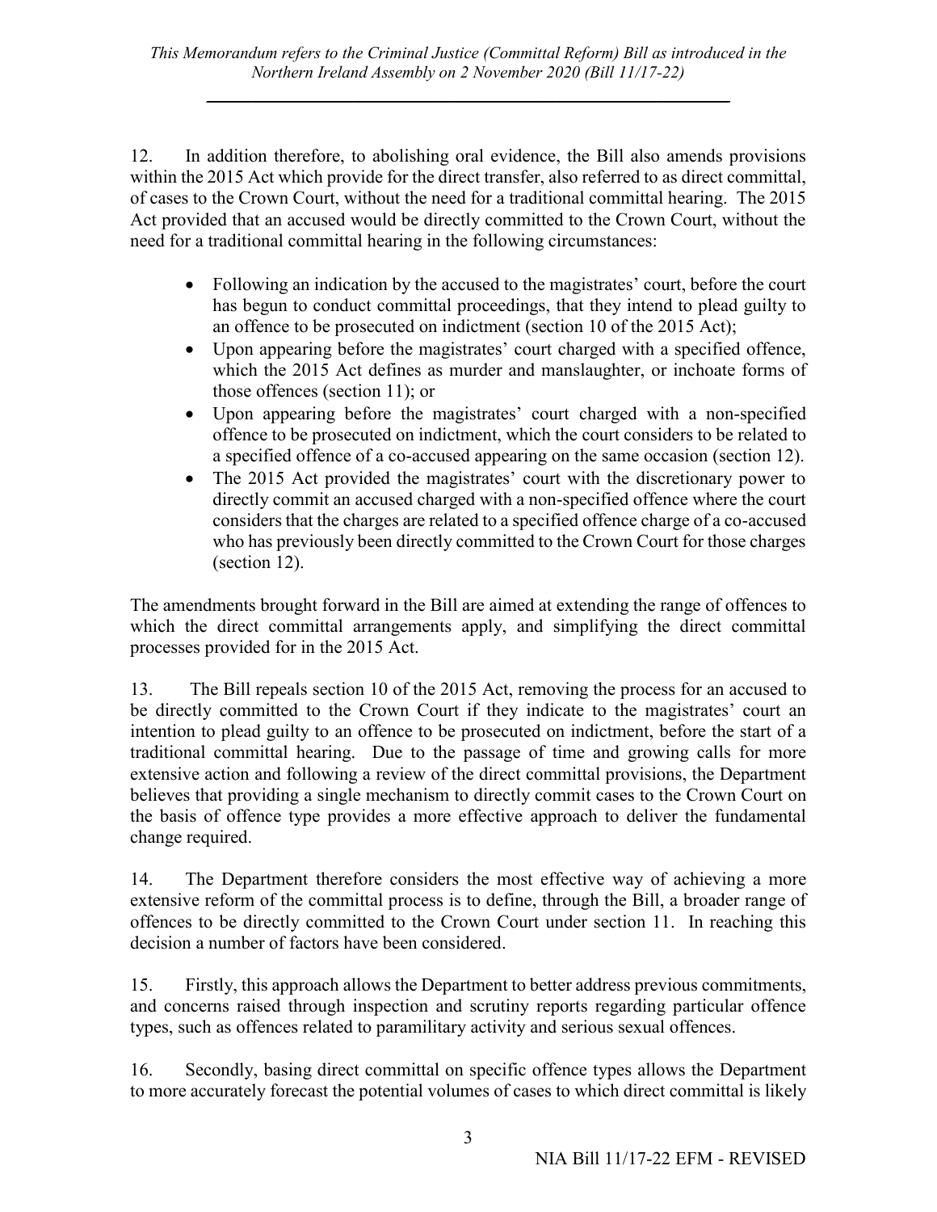12. In addition therefore, to abolishing oral evidence, the Bill also amends provisions within the 2015 Act which provide for the direct transfer, also referred to as direct committal, of cases to the Crown Court, without the need for a traditional committal hearing. The 2015 Act provided that an accused would be directly committed to the Crown Court, without the need for a traditional committal hearing in the following circumstances:

- Following an indication by the accused to the magistrates' court, before the court has begun to conduct committal proceedings, that they intend to plead guilty to an offence to be prosecuted on indictment (section 10 of the 2015 Act);
- Upon appearing before the magistrates' court charged with a specified offence, which the 2015 Act defines as murder and manslaughter, or inchoate forms of those offences (section 11); or
- Upon appearing before the magistrates' court charged with a non-specified offence to be prosecuted on indictment, which the court considers to be related to a specified offence of a co-accused appearing on the same occasion (section 12).
- The 2015 Act provided the magistrates' court with the discretionary power to directly commit an accused charged with a non-specified offence where the court considers that the charges are related to a specified offence charge of a co-accused who has previously been directly committed to the Crown Court for those charges (section 12).

The amendments brought forward in the Bill are aimed at extending the range of offences to which the direct committal arrangements apply, and simplifying the direct committal processes provided for in the 2015 Act.

13. The Bill repeals section 10 of the 2015 Act, removing the process for an accused to be directly committed to the Crown Court if they indicate to the magistrates' court an intention to plead guilty to an offence to be prosecuted on indictment, before the start of a traditional committal hearing. Due to the passage of time and growing calls for more extensive action and following a review of the direct committal provisions, the Department believes that providing a single mechanism to directly commit cases to the Crown Court on the basis of offence type provides a more effective approach to deliver the fundamental change required.

14. The Department therefore considers the most effective way of achieving a more extensive reform of the committal process is to define, through the Bill, a broader range of offences to be directly committed to the Crown Court under section 11. In reaching this decision a number of factors have been considered.

15. Firstly, this approach allows the Department to better address previous commitments, and concerns raised through inspection and scrutiny reports regarding particular offence types, such as offences related to paramilitary activity and serious sexual offences.

16. Secondly, basing direct committal on specific offence types allows the Department to more accurately forecast the potential volumes of cases to which direct committal is likely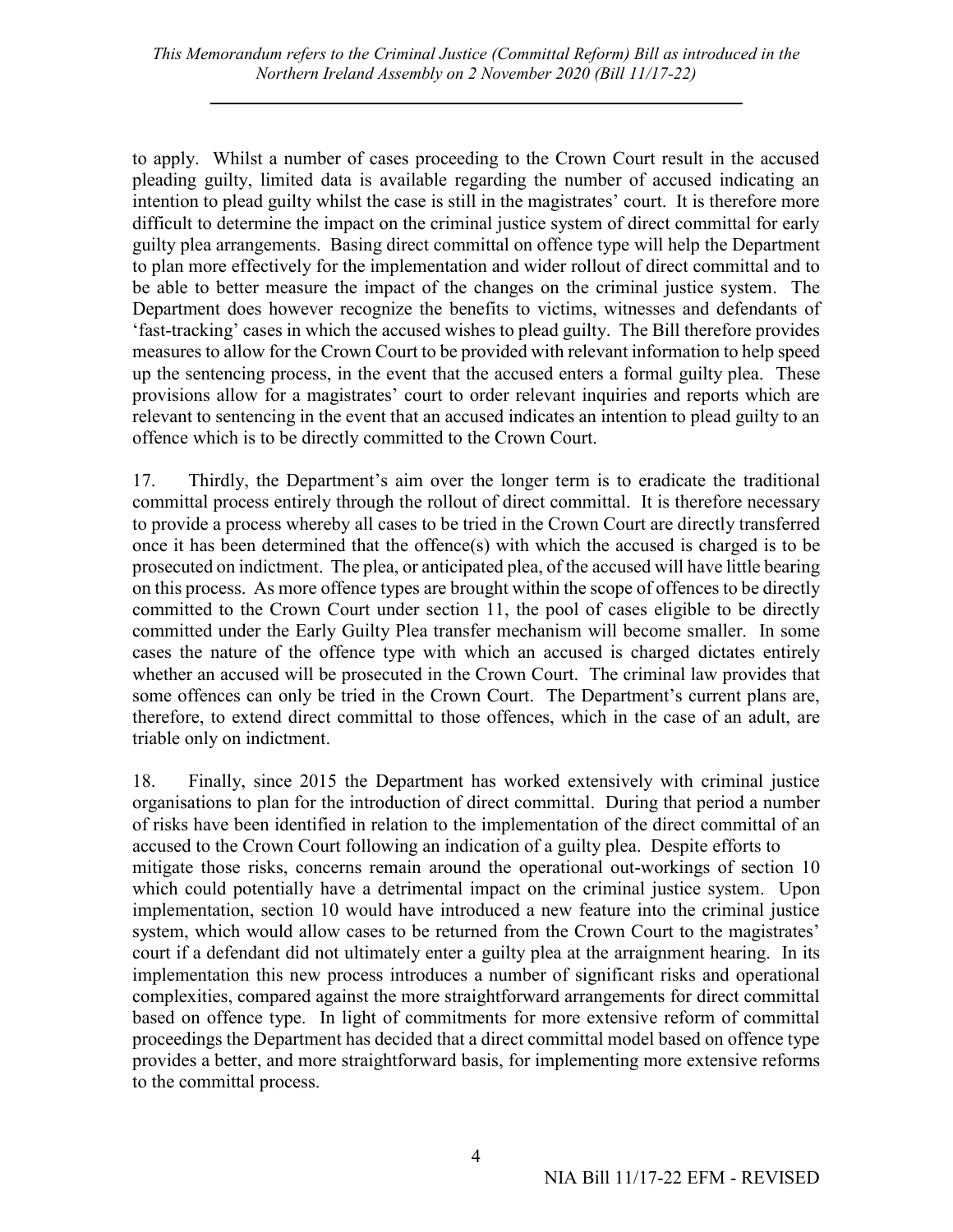to apply. Whilst a number of cases proceeding to the Crown Court result in the accused pleading guilty, limited data is available regarding the number of accused indicating an intention to plead guilty whilst the case is still in the magistrates' court. It is therefore more difficult to determine the impact on the criminal justice system of direct committal for early guilty plea arrangements. Basing direct committal on offence type will help the Department to plan more effectively for the implementation and wider rollout of direct committal and to be able to better measure the impact of the changes on the criminal justice system. The Department does however recognize the benefits to victims, witnesses and defendants of 'fast-tracking' cases in which the accused wishes to plead guilty. The Bill therefore provides measures to allow for the Crown Court to be provided with relevant information to help speed up the sentencing process, in the event that the accused enters a formal guilty plea. These provisions allow for a magistrates' court to order relevant inquiries and reports which are relevant to sentencing in the event that an accused indicates an intention to plead guilty to an offence which is to be directly committed to the Crown Court.

17. Thirdly, the Department's aim over the longer term is to eradicate the traditional committal process entirely through the rollout of direct committal. It is therefore necessary to provide a process whereby all cases to be tried in the Crown Court are directly transferred once it has been determined that the offence(s) with which the accused is charged is to be prosecuted on indictment. The plea, or anticipated plea, of the accused will have little bearing on this process. As more offence types are brought within the scope of offences to be directly committed to the Crown Court under section 11, the pool of cases eligible to be directly committed under the Early Guilty Plea transfer mechanism will become smaller. In some cases the nature of the offence type with which an accused is charged dictates entirely whether an accused will be prosecuted in the Crown Court. The criminal law provides that some offences can only be tried in the Crown Court. The Department's current plans are, therefore, to extend direct committal to those offences, which in the case of an adult, are triable only on indictment.

18. Finally, since 2015 the Department has worked extensively with criminal justice organisations to plan for the introduction of direct committal. During that period a number of risks have been identified in relation to the implementation of the direct committal of an accused to the Crown Court following an indication of a guilty plea. Despite efforts to mitigate those risks, concerns remain around the operational out-workings of section 10 which could potentially have a detrimental impact on the criminal justice system. Upon implementation, section 10 would have introduced a new feature into the criminal justice system, which would allow cases to be returned from the Crown Court to the magistrates' court if a defendant did not ultimately enter a guilty plea at the arraignment hearing. In its implementation this new process introduces a number of significant risks and operational complexities, compared against the more straightforward arrangements for direct committal based on offence type. In light of commitments for more extensive reform of committal proceedings the Department has decided that a direct committal model based on offence type provides a better, and more straightforward basis, for implementing more extensive reforms to the committal process.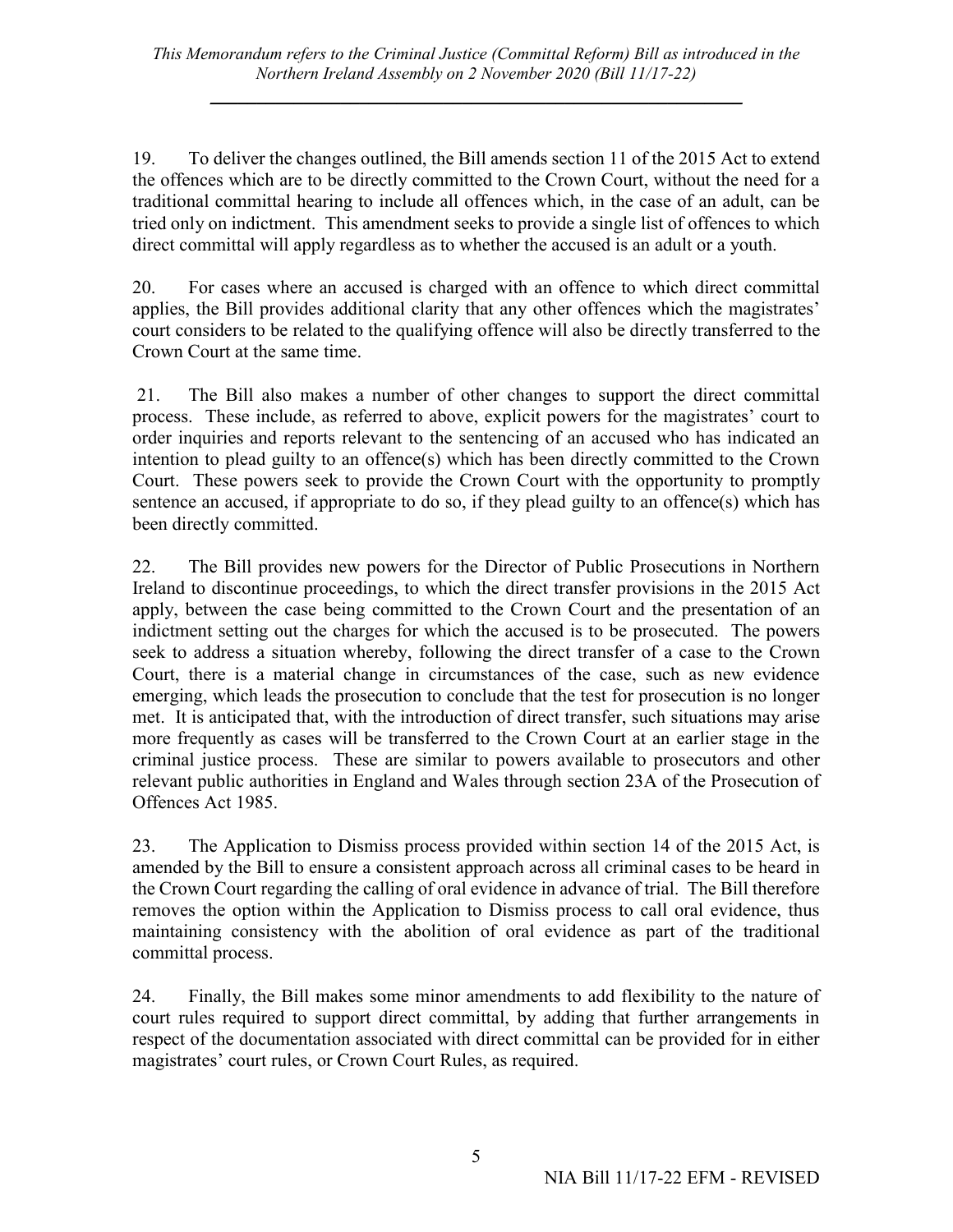19. To deliver the changes outlined, the Bill amends section 11 of the 2015 Act to extend the offences which are to be directly committed to the Crown Court, without the need for a traditional committal hearing to include all offences which, in the case of an adult, can be tried only on indictment. This amendment seeks to provide a single list of offences to which direct committal will apply regardless as to whether the accused is an adult or a youth.

20. For cases where an accused is charged with an offence to which direct committal applies, the Bill provides additional clarity that any other offences which the magistrates' court considers to be related to the qualifying offence will also be directly transferred to the Crown Court at the same time.

21. The Bill also makes a number of other changes to support the direct committal process. These include, as referred to above, explicit powers for the magistrates' court to order inquiries and reports relevant to the sentencing of an accused who has indicated an intention to plead guilty to an offence(s) which has been directly committed to the Crown Court. These powers seek to provide the Crown Court with the opportunity to promptly sentence an accused, if appropriate to do so, if they plead guilty to an offence(s) which has been directly committed.

22. The Bill provides new powers for the Director of Public Prosecutions in Northern Ireland to discontinue proceedings, to which the direct transfer provisions in the 2015 Act apply, between the case being committed to the Crown Court and the presentation of an indictment setting out the charges for which the accused is to be prosecuted. The powers seek to address a situation whereby, following the direct transfer of a case to the Crown Court, there is a material change in circumstances of the case, such as new evidence emerging, which leads the prosecution to conclude that the test for prosecution is no longer met. It is anticipated that, with the introduction of direct transfer, such situations may arise more frequently as cases will be transferred to the Crown Court at an earlier stage in the criminal justice process. These are similar to powers available to prosecutors and other relevant public authorities in England and Wales through section 23A of the Prosecution of Offences Act 1985.

23. The Application to Dismiss process provided within section 14 of the 2015 Act, is amended by the Bill to ensure a consistent approach across all criminal cases to be heard in the Crown Court regarding the calling of oral evidence in advance of trial. The Bill therefore removes the option within the Application to Dismiss process to call oral evidence, thus maintaining consistency with the abolition of oral evidence as part of the traditional committal process.

24. Finally, the Bill makes some minor amendments to add flexibility to the nature of court rules required to support direct committal, by adding that further arrangements in respect of the documentation associated with direct committal can be provided for in either magistrates' court rules, or Crown Court Rules, as required.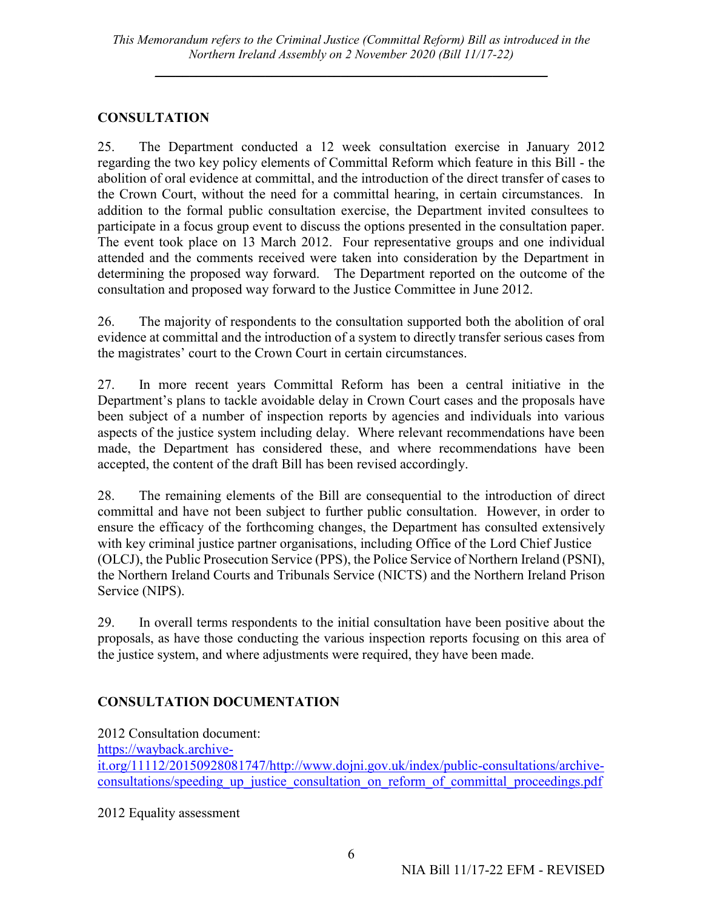## CONSULTATION

25. The Department conducted a 12 week consultation exercise in January 2012 regarding the two key policy elements of Committal Reform which feature in this Bill - the abolition of oral evidence at committal, and the introduction of the direct transfer of cases to the Crown Court, without the need for a committal hearing, in certain circumstances. In addition to the formal public consultation exercise, the Department invited consultees to participate in a focus group event to discuss the options presented in the consultation paper. The event took place on 13 March 2012. Four representative groups and one individual attended and the comments received were taken into consideration by the Department in determining the proposed way forward. The Department reported on the outcome of the consultation and proposed way forward to the Justice Committee in June 2012.

26. The majority of respondents to the consultation supported both the abolition of oral evidence at committal and the introduction of a system to directly transfer serious cases from the magistrates' court to the Crown Court in certain circumstances.

27. In more recent years Committal Reform has been a central initiative in the Department's plans to tackle avoidable delay in Crown Court cases and the proposals have been subject of a number of inspection reports by agencies and individuals into various aspects of the justice system including delay. Where relevant recommendations have been made, the Department has considered these, and where recommendations have been accepted, the content of the draft Bill has been revised accordingly.

28. The remaining elements of the Bill are consequential to the introduction of direct committal and have not been subject to further public consultation. However, in order to ensure the efficacy of the forthcoming changes, the Department has consulted extensively with key criminal justice partner organisations, including Office of the Lord Chief Justice (OLCJ), the Public Prosecution Service (PPS), the Police Service of Northern Ireland (PSNI), the Northern Ireland Courts and Tribunals Service (NICTS) and the Northern Ireland Prison Service (NIPS).

29. In overall terms respondents to the initial consultation have been positive about the proposals, as have those conducting the various inspection reports focusing on this area of the justice system, and where adjustments were required, they have been made.

## CONSULTATION DOCUMENTATION

2012 Consultation document:
https://wayback.archive-it.org/11112/20150928081747/http://www.dojni.gov.uk/index/public-consultations/archive-consultations/speeding_up_justice_consultation_on_reform_of_committal_proceedings.pdf

2012 Equality assessment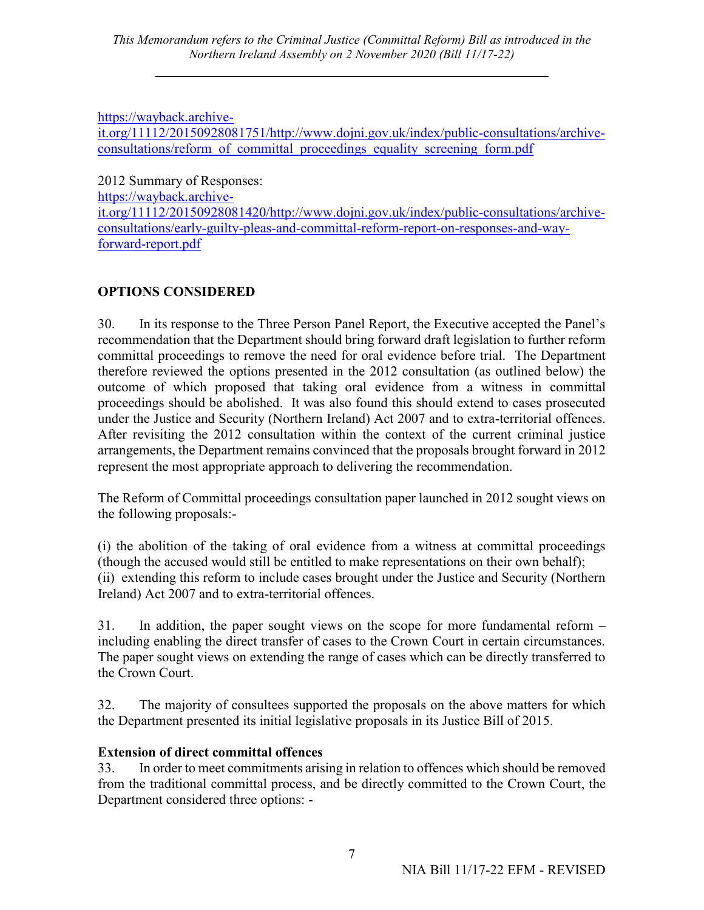[https://wayback.archive-it.org/11112/20150928081751/http://www.dojni.gov.uk/index/public-consultations/archive-consultations/reform_of_committal_proceedings_equality_screening_form.pdf](https://wayback.archive-it.org/11112/20150928081751/http://www.dojni.gov.uk/index/public-consultations/archive-consultations/reform_of_committal_proceedings_equality_screening_form.pdf)

2012 Summary of Responses:
[https://wayback.archive-it.org/11112/20150928081420/http://www.dojni.gov.uk/index/public-consultations/archive-consultations/early-guilty-pleas-and-committal-reform-report-on-responses-and-way-forward-report.pdf](https://wayback.archive-it.org/11112/20150928081420/http://www.dojni.gov.uk/index/public-consultations/archive-consultations/early-guilty-pleas-and-committal-reform-report-on-responses-and-way-forward-report.pdf)

## OPTIONS CONSIDERED

30. In its response to the Three Person Panel Report, the Executive accepted the Panel's recommendation that the Department should bring forward draft legislation to further reform committal proceedings to remove the need for oral evidence before trial. The Department therefore reviewed the options presented in the 2012 consultation (as outlined below) the outcome of which proposed that taking oral evidence from a witness in committal proceedings should be abolished. It was also found this should extend to cases prosecuted under the Justice and Security (Northern Ireland) Act 2007 and to extra-territorial offences. After revisiting the 2012 consultation within the context of the current criminal justice arrangements, the Department remains convinced that the proposals brought forward in 2012 represent the most appropriate approach to delivering the recommendation.

The Reform of Committal proceedings consultation paper launched in 2012 sought views on the following proposals:-

(i) the abolition of the taking of oral evidence from a witness at committal proceedings (though the accused would still be entitled to make representations on their own behalf);
(ii) extending this reform to include cases brought under the Justice and Security (Northern Ireland) Act 2007 and to extra-territorial offences.

31. In addition, the paper sought views on the scope for more fundamental reform – including enabling the direct transfer of cases to the Crown Court in certain circumstances. The paper sought views on extending the range of cases which can be directly transferred to the Crown Court.

32. The majority of consultees supported the proposals on the above matters for which the Department presented its initial legislative proposals in its Justice Bill of 2015.

**Extension of direct committal offences**

33. In order to meet commitments arising in relation to offences which should be removed from the traditional committal process, and be directly committed to the Crown Court, the Department considered three options: -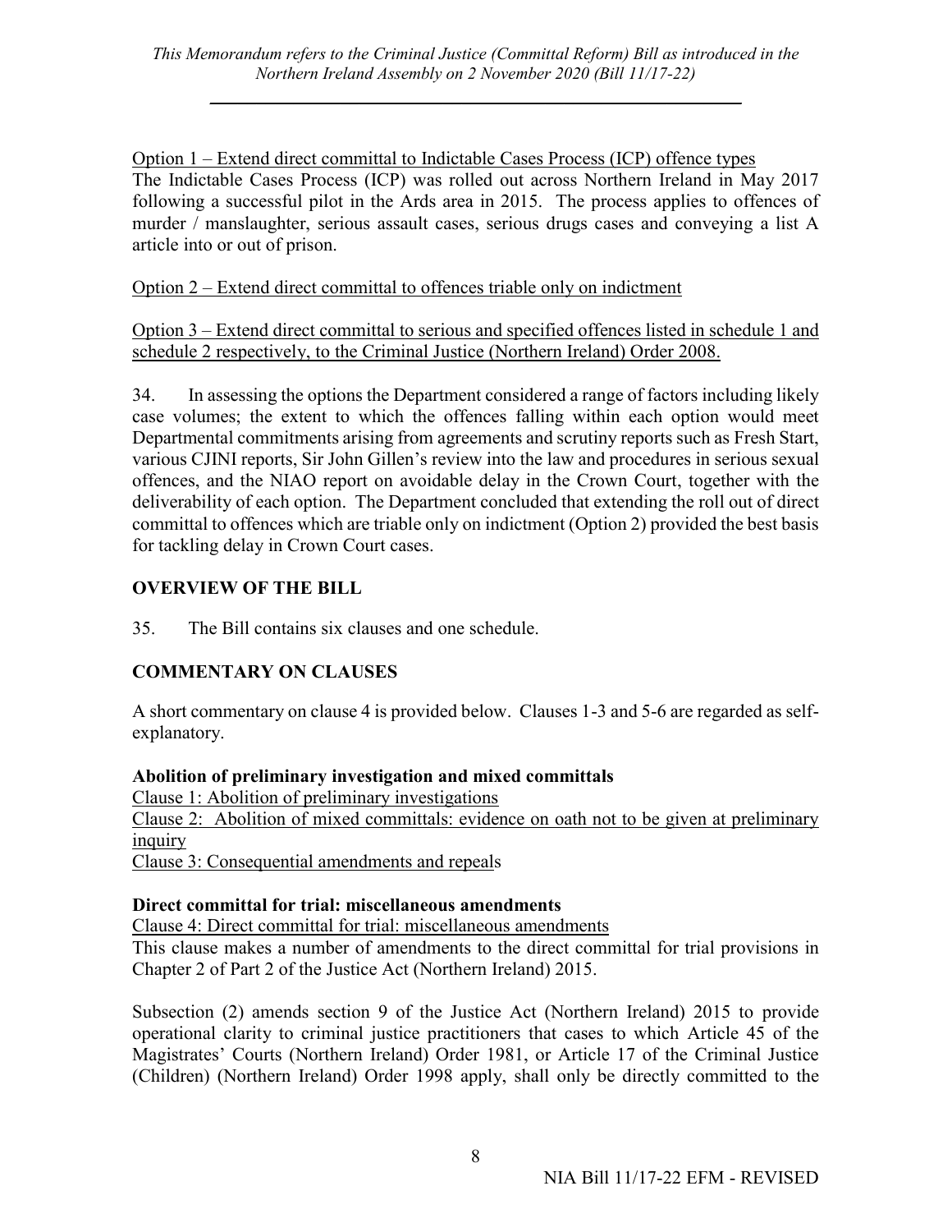Option 1 – Extend direct committal to Indictable Cases Process (ICP) offence types

The Indictable Cases Process (ICP) was rolled out across Northern Ireland in May 2017 following a successful pilot in the Ards area in 2015. The process applies to offences of murder / manslaughter, serious assault cases, serious drugs cases and conveying a list A article into or out of prison.

Option 2 – Extend direct committal to offences triable only on indictment

Option 3 – Extend direct committal to serious and specified offences listed in schedule 1 and schedule 2 respectively, to the Criminal Justice (Northern Ireland) Order 2008.

34. In assessing the options the Department considered a range of factors including likely case volumes; the extent to which the offences falling within each option would meet Departmental commitments arising from agreements and scrutiny reports such as Fresh Start, various CJINI reports, Sir John Gillen's review into the law and procedures in serious sexual offences, and the NIAO report on avoidable delay in the Crown Court, together with the deliverability of each option. The Department concluded that extending the roll out of direct committal to offences which are triable only on indictment (Option 2) provided the best basis for tackling delay in Crown Court cases.

## OVERVIEW OF THE BILL

35. The Bill contains six clauses and one schedule.

## COMMENTARY ON CLAUSES

A short commentary on clause 4 is provided below. Clauses 1-3 and 5-6 are regarded as self-explanatory.

### Abolition of preliminary investigation and mixed committals

Clause 1: Abolition of preliminary investigations

Clause 2: Abolition of mixed committals: evidence on oath not to be given at preliminary inquiry

Clause 3: Consequential amendments and repeals

### Direct committal for trial: miscellaneous amendments

Clause 4: Direct committal for trial: miscellaneous amendments

This clause makes a number of amendments to the direct committal for trial provisions in Chapter 2 of Part 2 of the Justice Act (Northern Ireland) 2015.

Subsection (2) amends section 9 of the Justice Act (Northern Ireland) 2015 to provide operational clarity to criminal justice practitioners that cases to which Article 45 of the Magistrates' Courts (Northern Ireland) Order 1981, or Article 17 of the Criminal Justice (Children) (Northern Ireland) Order 1998 apply, shall only be directly committed to the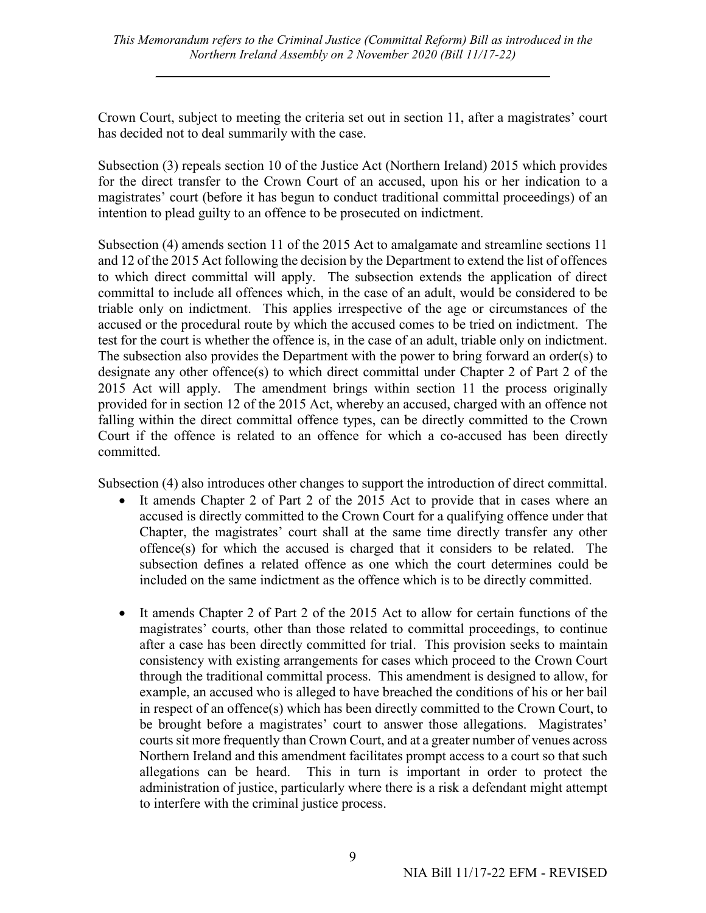Crown Court, subject to meeting the criteria set out in section 11, after a magistrates' court has decided not to deal summarily with the case.

Subsection (3) repeals section 10 of the Justice Act (Northern Ireland) 2015 which provides for the direct transfer to the Crown Court of an accused, upon his or her indication to a magistrates' court (before it has begun to conduct traditional committal proceedings) of an intention to plead guilty to an offence to be prosecuted on indictment.

Subsection (4) amends section 11 of the 2015 Act to amalgamate and streamline sections 11 and 12 of the 2015 Act following the decision by the Department to extend the list of offences to which direct committal will apply. The subsection extends the application of direct committal to include all offences which, in the case of an adult, would be considered to be triable only on indictment. This applies irrespective of the age or circumstances of the accused or the procedural route by which the accused comes to be tried on indictment. The test for the court is whether the offence is, in the case of an adult, triable only on indictment. The subsection also provides the Department with the power to bring forward an order(s) to designate any other offence(s) to which direct committal under Chapter 2 of Part 2 of the 2015 Act will apply. The amendment brings within section 11 the process originally provided for in section 12 of the 2015 Act, whereby an accused, charged with an offence not falling within the direct committal offence types, can be directly committed to the Crown Court if the offence is related to an offence for which a co-accused has been directly committed.

Subsection (4) also introduces other changes to support the introduction of direct committal.

- It amends Chapter 2 of Part 2 of the 2015 Act to provide that in cases where an accused is directly committed to the Crown Court for a qualifying offence under that Chapter, the magistrates' court shall at the same time directly transfer any other offence(s) for which the accused is charged that it considers to be related. The subsection defines a related offence as one which the court determines could be included on the same indictment as the offence which is to be directly committed.

- It amends Chapter 2 of Part 2 of the 2015 Act to allow for certain functions of the magistrates' courts, other than those related to committal proceedings, to continue after a case has been directly committed for trial. This provision seeks to maintain consistency with existing arrangements for cases which proceed to the Crown Court through the traditional committal process. This amendment is designed to allow, for example, an accused who is alleged to have breached the conditions of his or her bail in respect of an offence(s) which has been directly committed to the Crown Court, to be brought before a magistrates' court to answer those allegations. Magistrates' courts sit more frequently than Crown Court, and at a greater number of venues across Northern Ireland and this amendment facilitates prompt access to a court so that such allegations can be heard. This in turn is important in order to protect the administration of justice, particularly where there is a risk a defendant might attempt to interfere with the criminal justice process.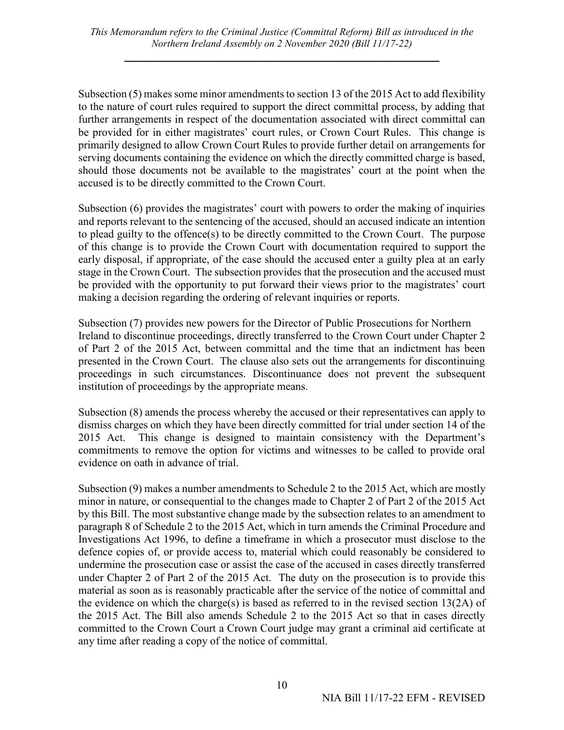Subsection (5) makes some minor amendments to section 13 of the 2015 Act to add flexibility to the nature of court rules required to support the direct committal process, by adding that further arrangements in respect of the documentation associated with direct committal can be provided for in either magistrates' court rules, or Crown Court Rules. This change is primarily designed to allow Crown Court Rules to provide further detail on arrangements for serving documents containing the evidence on which the directly committed charge is based, should those documents not be available to the magistrates' court at the point when the accused is to be directly committed to the Crown Court.

Subsection (6) provides the magistrates' court with powers to order the making of inquiries and reports relevant to the sentencing of the accused, should an accused indicate an intention to plead guilty to the offence(s) to be directly committed to the Crown Court. The purpose of this change is to provide the Crown Court with documentation required to support the early disposal, if appropriate, of the case should the accused enter a guilty plea at an early stage in the Crown Court. The subsection provides that the prosecution and the accused must be provided with the opportunity to put forward their views prior to the magistrates' court making a decision regarding the ordering of relevant inquiries or reports.

Subsection (7) provides new powers for the Director of Public Prosecutions for Northern Ireland to discontinue proceedings, directly transferred to the Crown Court under Chapter 2 of Part 2 of the 2015 Act, between committal and the time that an indictment has been presented in the Crown Court. The clause also sets out the arrangements for discontinuing proceedings in such circumstances. Discontinuance does not prevent the subsequent institution of proceedings by the appropriate means.

Subsection (8) amends the process whereby the accused or their representatives can apply to dismiss charges on which they have been directly committed for trial under section 14 of the 2015 Act. This change is designed to maintain consistency with the Department's commitments to remove the option for victims and witnesses to be called to provide oral evidence on oath in advance of trial.

Subsection (9) makes a number amendments to Schedule 2 to the 2015 Act, which are mostly minor in nature, or consequential to the changes made to Chapter 2 of Part 2 of the 2015 Act by this Bill. The most substantive change made by the subsection relates to an amendment to paragraph 8 of Schedule 2 to the 2015 Act, which in turn amends the Criminal Procedure and Investigations Act 1996, to define a timeframe in which a prosecutor must disclose to the defence copies of, or provide access to, material which could reasonably be considered to undermine the prosecution case or assist the case of the accused in cases directly transferred under Chapter 2 of Part 2 of the 2015 Act. The duty on the prosecution is to provide this material as soon as is reasonably practicable after the service of the notice of committal and the evidence on which the charge(s) is based as referred to in the revised section 13(2A) of the 2015 Act. The Bill also amends Schedule 2 to the 2015 Act so that in cases directly committed to the Crown Court a Crown Court judge may grant a criminal aid certificate at any time after reading a copy of the notice of committal.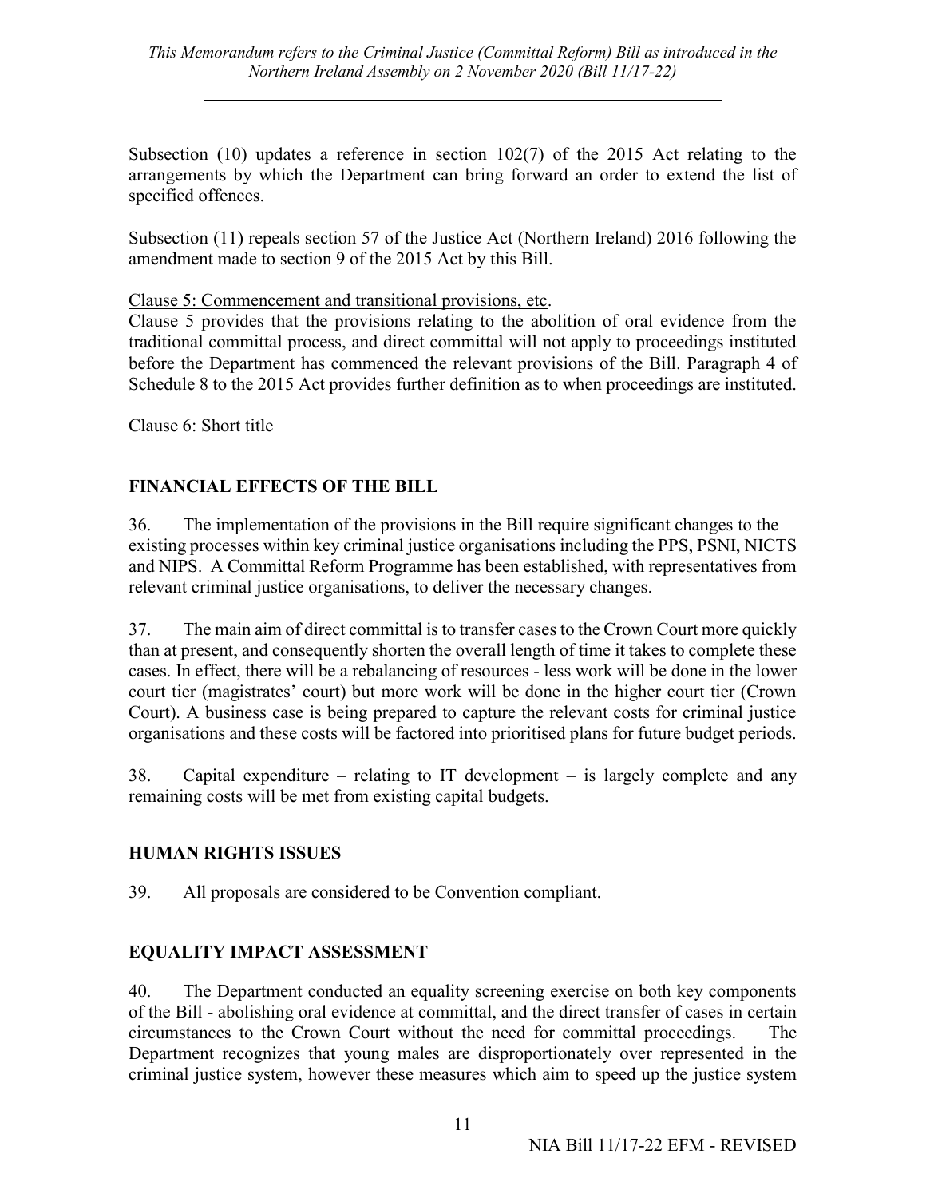Subsection (10) updates a reference in section 102(7) of the 2015 Act relating to the arrangements by which the Department can bring forward an order to extend the list of specified offences.

Subsection (11) repeals section 57 of the Justice Act (Northern Ireland) 2016 following the amendment made to section 9 of the 2015 Act by this Bill.

Clause 5: Commencement and transitional provisions, etc.

Clause 5 provides that the provisions relating to the abolition of oral evidence from the traditional committal process, and direct committal will not apply to proceedings instituted before the Department has commenced the relevant provisions of the Bill. Paragraph 4 of Schedule 8 to the 2015 Act provides further definition as to when proceedings are instituted.

Clause 6: Short title

## FINANCIAL EFFECTS OF THE BILL

36. The implementation of the provisions in the Bill require significant changes to the existing processes within key criminal justice organisations including the PPS, PSNI, NICTS and NIPS. A Committal Reform Programme has been established, with representatives from relevant criminal justice organisations, to deliver the necessary changes.

37. The main aim of direct committal is to transfer cases to the Crown Court more quickly than at present, and consequently shorten the overall length of time it takes to complete these cases. In effect, there will be a rebalancing of resources - less work will be done in the lower court tier (magistrates' court) but more work will be done in the higher court tier (Crown Court). A business case is being prepared to capture the relevant costs for criminal justice organisations and these costs will be factored into prioritised plans for future budget periods.

38. Capital expenditure – relating to IT development – is largely complete and any remaining costs will be met from existing capital budgets.

## HUMAN RIGHTS ISSUES

39. All proposals are considered to be Convention compliant.

## EQUALITY IMPACT ASSESSMENT

40. The Department conducted an equality screening exercise on both key components of the Bill - abolishing oral evidence at committal, and the direct transfer of cases in certain circumstances to the Crown Court without the need for committal proceedings. The Department recognizes that young males are disproportionately over represented in the criminal justice system, however these measures which aim to speed up the justice system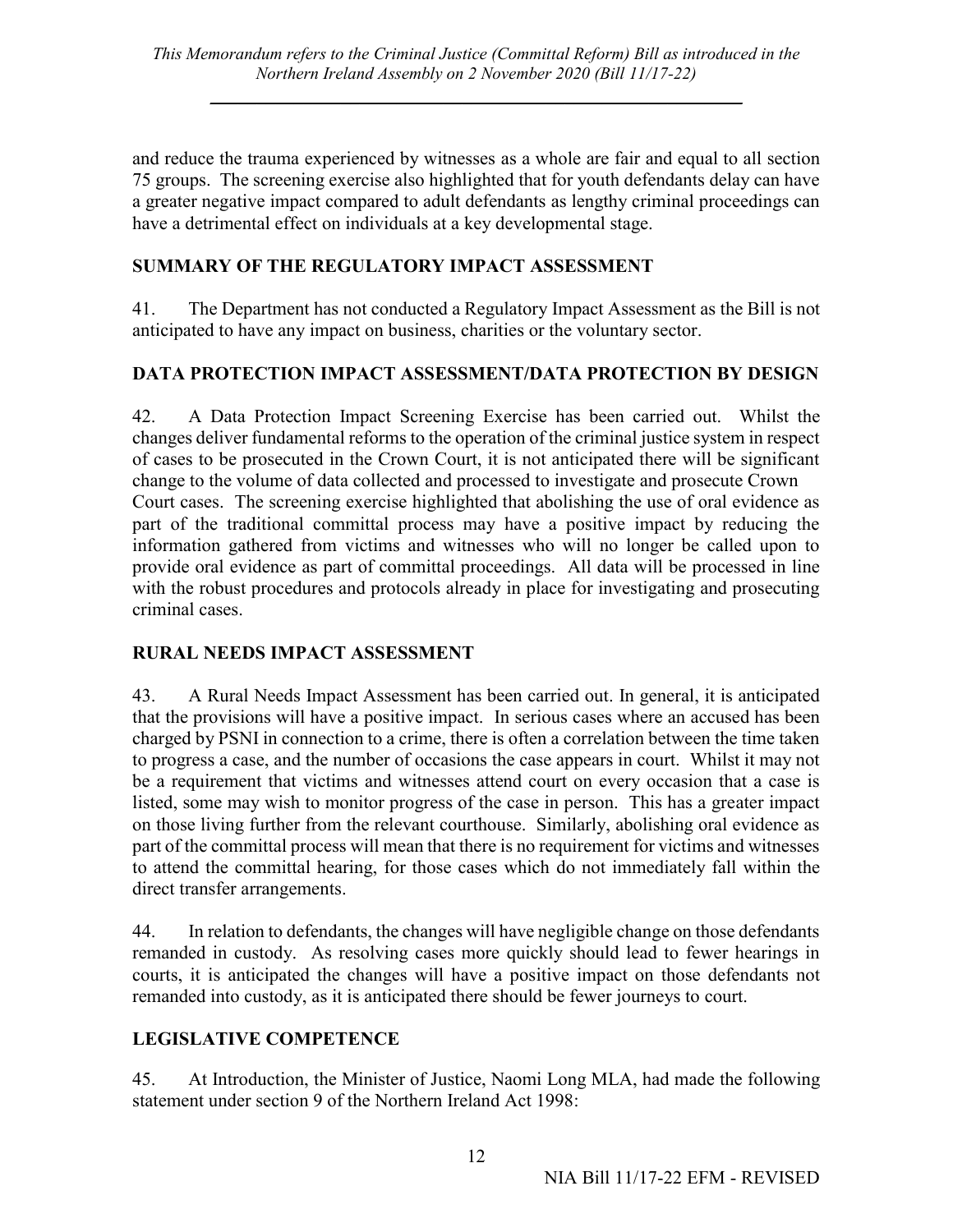and reduce the trauma experienced by witnesses as a whole are fair and equal to all section 75 groups. The screening exercise also highlighted that for youth defendants delay can have a greater negative impact compared to adult defendants as lengthy criminal proceedings can have a detrimental effect on individuals at a key developmental stage.

## SUMMARY OF THE REGULATORY IMPACT ASSESSMENT

41. The Department has not conducted a Regulatory Impact Assessment as the Bill is not anticipated to have any impact on business, charities or the voluntary sector.

## DATA PROTECTION IMPACT ASSESSMENT/DATA PROTECTION BY DESIGN

42. A Data Protection Impact Screening Exercise has been carried out. Whilst the changes deliver fundamental reforms to the operation of the criminal justice system in respect of cases to be prosecuted in the Crown Court, it is not anticipated there will be significant change to the volume of data collected and processed to investigate and prosecute Crown Court cases. The screening exercise highlighted that abolishing the use of oral evidence as part of the traditional committal process may have a positive impact by reducing the information gathered from victims and witnesses who will no longer be called upon to provide oral evidence as part of committal proceedings. All data will be processed in line with the robust procedures and protocols already in place for investigating and prosecuting criminal cases.

## RURAL NEEDS IMPACT ASSESSMENT

43. A Rural Needs Impact Assessment has been carried out. In general, it is anticipated that the provisions will have a positive impact. In serious cases where an accused has been charged by PSNI in connection to a crime, there is often a correlation between the time taken to progress a case, and the number of occasions the case appears in court. Whilst it may not be a requirement that victims and witnesses attend court on every occasion that a case is listed, some may wish to monitor progress of the case in person. This has a greater impact on those living further from the relevant courthouse. Similarly, abolishing oral evidence as part of the committal process will mean that there is no requirement for victims and witnesses to attend the committal hearing, for those cases which do not immediately fall within the direct transfer arrangements.

44. In relation to defendants, the changes will have negligible change on those defendants remanded in custody. As resolving cases more quickly should lead to fewer hearings in courts, it is anticipated the changes will have a positive impact on those defendants not remanded into custody, as it is anticipated there should be fewer journeys to court.

## LEGISLATIVE COMPETENCE

45. At Introduction, the Minister of Justice, Naomi Long MLA, had made the following statement under section 9 of the Northern Ireland Act 1998: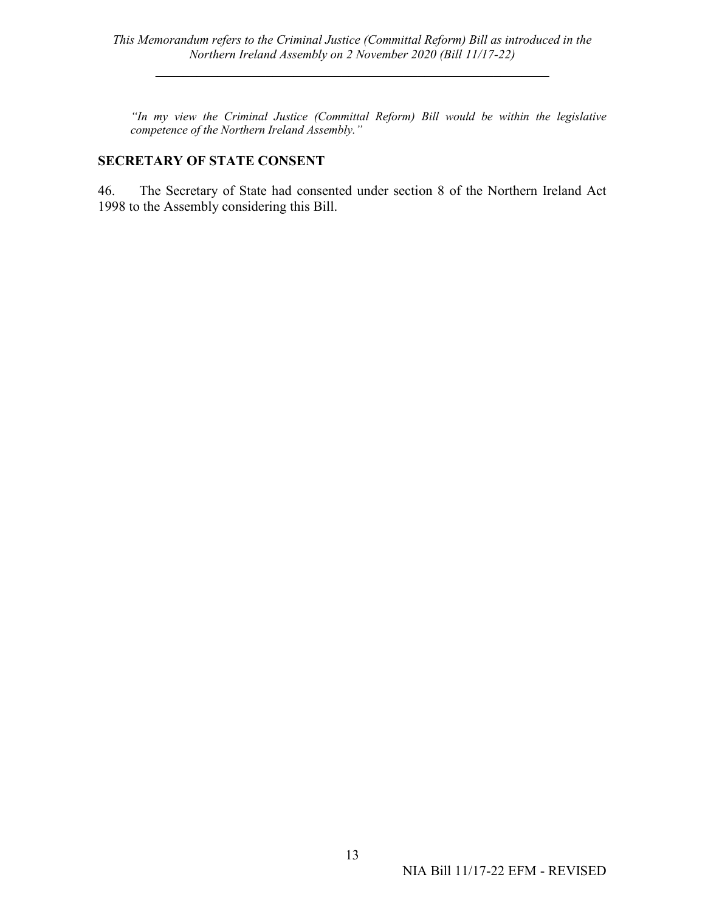*"In my view the Criminal Justice (Committal Reform) Bill would be within the legislative competence of the Northern Ireland Assembly."*

## SECRETARY OF STATE CONSENT

46. The Secretary of State had consented under section 8 of the Northern Ireland Act 1998 to the Assembly considering this Bill.